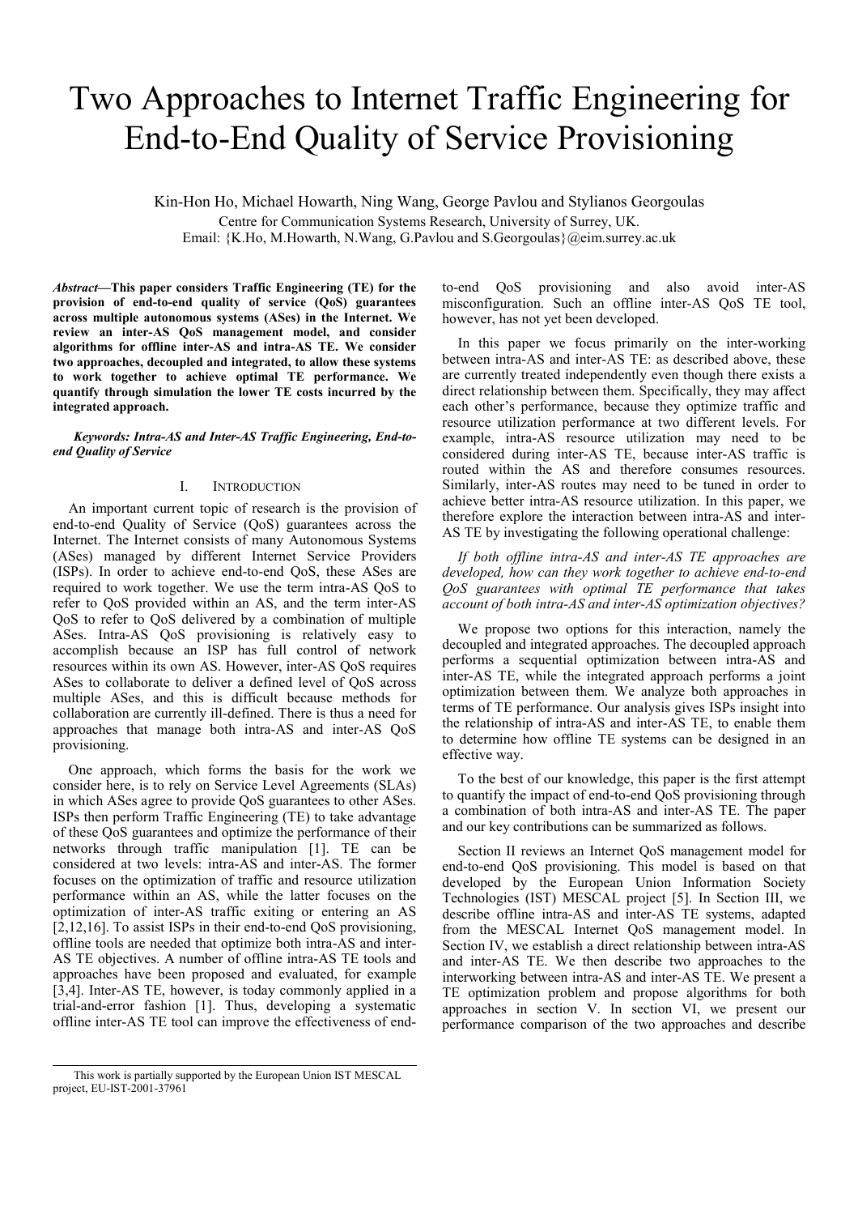# Two Approaches to Internet Traffic Engineering for End-to-End Quality of Service Provisioning

Kin-Hon Ho, Michael Howarth, Ning Wang, George Pavlou and Stylianos Georgoulas
Centre for Communication Systems Research, University of Surrey, UK.
Email: {K.Ho, M.Howarth, N.Wang, G.Pavlou and S.Georgoulas}@eim.surrey.ac.uk

***Abstract*—This paper considers Traffic Engineering (TE) for the provision of end-to-end quality of service (QoS) guarantees across multiple autonomous systems (ASes) in the Internet. We review an inter-AS QoS management model, and consider algorithms for offline inter-AS and intra-AS TE. We consider two approaches, decoupled and integrated, to allow these systems to work together to achieve optimal TE performance. We quantify through simulation the lower TE costs incurred by the integrated approach.**

***Keywords: Intra-AS and Inter-AS Traffic Engineering, End-to-end Quality of Service***

## I. Introduction

An important current topic of research is the provision of end-to-end Quality of Service (QoS) guarantees across the Internet. The Internet consists of many Autonomous Systems (ASes) managed by different Internet Service Providers (ISPs). In order to achieve end-to-end QoS, these ASes are required to work together. We use the term intra-AS QoS to refer to QoS provided within an AS, and the term inter-AS QoS to refer to QoS delivered by a combination of multiple ASes. Intra-AS QoS provisioning is relatively easy to accomplish because an ISP has full control of network resources within its own AS. However, inter-AS QoS requires ASes to collaborate to deliver a defined level of QoS across multiple ASes, and this is difficult because methods for collaboration are currently ill-defined. There is thus a need for approaches that manage both intra-AS and inter-AS QoS provisioning.

One approach, which forms the basis for the work we consider here, is to rely on Service Level Agreements (SLAs) in which ASes agree to provide QoS guarantees to other ASes. ISPs then perform Traffic Engineering (TE) to take advantage of these QoS guarantees and optimize the performance of their networks through traffic manipulation [1]. TE can be considered at two levels: intra-AS and inter-AS. The former focuses on the optimization of traffic and resource utilization performance within an AS, while the latter focuses on the optimization of inter-AS traffic exiting or entering an AS [2,12,16]. To assist ISPs in their end-to-end QoS provisioning, offline tools are needed that optimize both intra-AS and inter-AS TE objectives. A number of offline intra-AS TE tools and approaches have been proposed and evaluated, for example [3,4]. Inter-AS TE, however, is today commonly applied in a trial-and-error fashion [1]. Thus, developing a systematic offline inter-AS TE tool can improve the effectiveness of end-to-end QoS provisioning and also avoid inter-AS misconfiguration. Such an offline inter-AS QoS TE tool, however, has not yet been developed.

In this paper we focus primarily on the inter-working between intra-AS and inter-AS TE: as described above, these are currently treated independently even though there exists a direct relationship between them. Specifically, they may affect each other's performance, because they optimize traffic and resource utilization performance at two different levels. For example, intra-AS resource utilization may need to be considered during inter-AS TE, because inter-AS traffic is routed within the AS and therefore consumes resources. Similarly, inter-AS routes may need to be tuned in order to achieve better intra-AS resource utilization. In this paper, we therefore explore the interaction between intra-AS and inter-AS TE by investigating the following operational challenge:

*If both offline intra-AS and inter-AS TE approaches are developed, how can they work together to achieve end-to-end QoS guarantees with optimal TE performance that takes account of both intra-AS and inter-AS optimization objectives?*

We propose two options for this interaction, namely the decoupled and integrated approaches. The decoupled approach performs a sequential optimization between intra-AS and inter-AS TE, while the integrated approach performs a joint optimization between them. We analyze both approaches in terms of TE performance. Our analysis gives ISPs insight into the relationship of intra-AS and inter-AS TE, to enable them to determine how offline TE systems can be designed in an effective way.

To the best of our knowledge, this paper is the first attempt to quantify the impact of end-to-end QoS provisioning through a combination of both intra-AS and inter-AS TE. The paper and our key contributions can be summarized as follows.

Section II reviews an Internet QoS management model for end-to-end QoS provisioning. This model is based on that developed by the European Union Information Society Technologies (IST) MESCAL project [5]. In Section III, we describe offline intra-AS and inter-AS TE systems, adapted from the MESCAL Internet QoS management model. In Section IV, we establish a direct relationship between intra-AS and inter-AS TE. We then describe two approaches to the interworking between intra-AS and inter-AS TE. We present a TE optimization problem and propose algorithms for both approaches in section V. In section VI, we present our performance comparison of the two approaches and describe

This work is partially supported by the European Union IST MESCAL project, EU-IST-2001-37961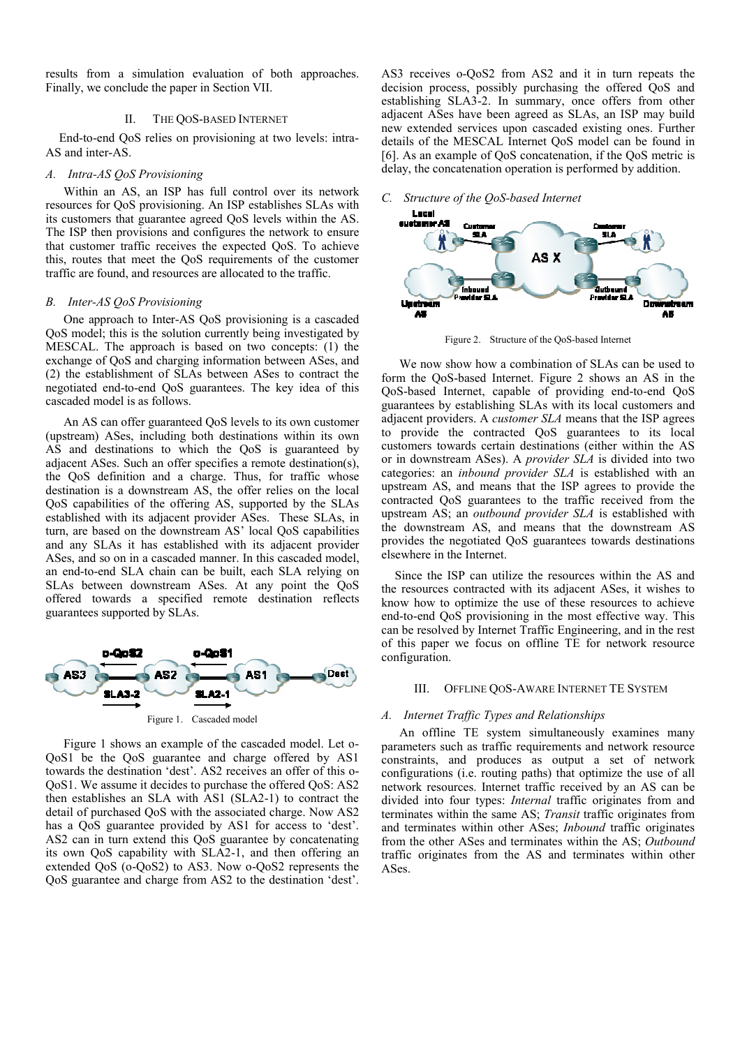results from a simulation evaluation of both approaches. Finally, we conclude the paper in Section VII.

## II. THE QOS-BASED INTERNET

End-to-end QoS relies on provisioning at two levels: intra-AS and inter-AS.

### A. Intra-AS QoS Provisioning

Within an AS, an ISP has full control over its network resources for QoS provisioning. An ISP establishes SLAs with its customers that guarantee agreed QoS levels within the AS. The ISP then provisions and configures the network to ensure that customer traffic receives the expected QoS. To achieve this, routes that meet the QoS requirements of the customer traffic are found, and resources are allocated to the traffic.

### B. Inter-AS QoS Provisioning

One approach to Inter-AS QoS provisioning is a cascaded QoS model; this is the solution currently being investigated by MESCAL. The approach is based on two concepts: (1) the exchange of QoS and charging information between ASes, and (2) the establishment of SLAs between ASes to contract the negotiated end-to-end QoS guarantees. The key idea of this cascaded model is as follows.

An AS can offer guaranteed QoS levels to its own customer (upstream) ASes, including both destinations within its own AS and destinations to which the QoS is guaranteed by adjacent ASes. Such an offer specifies a remote destination(s), the QoS definition and a charge. Thus, for traffic whose destination is a downstream AS, the offer relies on the local QoS capabilities of the offering AS, supported by the SLAs established with its adjacent provider ASes. These SLAs, in turn, are based on the downstream AS' local QoS capabilities and any SLAs it has established with its adjacent provider ASes, and so on in a cascaded manner. In this cascaded model, an end-to-end SLA chain can be built, each SLA relying on SLAs between downstream ASes. At any point the QoS offered towards a specified remote destination reflects guarantees supported by SLAs.

Figure 1. Cascaded model

Figure 1 shows an example of the cascaded model. Let o-QoS1 be the QoS guarantee and charge offered by AS1 towards the destination 'dest'. AS2 receives an offer of this o-QoS1. We assume it decides to purchase the offered QoS: AS2 then establishes an SLA with AS1 (SLA2-1) to contract the detail of purchased QoS with the associated charge. Now AS2 has a QoS guarantee provided by AS1 for access to 'dest'. AS2 can in turn extend this QoS guarantee by concatenating its own QoS capability with SLA2-1, and then offering an extended QoS (o-QoS2) to AS3. Now o-QoS2 represents the QoS guarantee and charge from AS2 to the destination 'dest'. AS3 receives o-QoS2 from AS2 and it in turn repeats the decision process, possibly purchasing the offered QoS and establishing SLA3-2. In summary, once offers from other adjacent ASes have been agreed as SLAs, an ISP may build new extended services upon cascaded existing ones. Further details of the MESCAL Internet QoS model can be found in [6]. As an example of QoS concatenation, if the QoS metric is delay, the concatenation operation is performed by addition.

### C. Structure of the QoS-based Internet

Figure 2. Structure of the QoS-based Internet

We now show how a combination of SLAs can be used to form the QoS-based Internet. Figure 2 shows an AS in the QoS-based Internet, capable of providing end-to-end QoS guarantees by establishing SLAs with its local customers and adjacent providers. A *customer SLA* means that the ISP agrees to provide the contracted QoS guarantees to its local customers towards certain destinations (either within the AS or in downstream ASes). A *provider SLA* is divided into two categories: an *inbound provider SLA* is established with an upstream AS, and means that the ISP agrees to provide the contracted QoS guarantees to the traffic received from the upstream AS; an *outbound provider SLA* is established with the downstream AS, and means that the downstream AS provides the negotiated QoS guarantees towards destinations elsewhere in the Internet.

Since the ISP can utilize the resources within the AS and the resources contracted with its adjacent ASes, it wishes to know how to optimize the use of these resources to achieve end-to-end QoS provisioning in the most effective way. This can be resolved by Internet Traffic Engineering, and in the rest of this paper we focus on offline TE for network resource configuration.

## III. OFFLINE QOS-AWARE INTERNET TE SYSTEM

### A. Internet Traffic Types and Relationships

An offline TE system simultaneously examines many parameters such as traffic requirements and network resource constraints, and produces as output a set of network configurations (i.e. routing paths) that optimize the use of all network resources. Internet traffic received by an AS can be divided into four types: *Internal* traffic originates from and terminates within the same AS; *Transit* traffic originates from and terminates within other ASes; *Inbound* traffic originates from the other ASes and terminates within the AS; *Outbound* traffic originates from the AS and terminates within other ASes.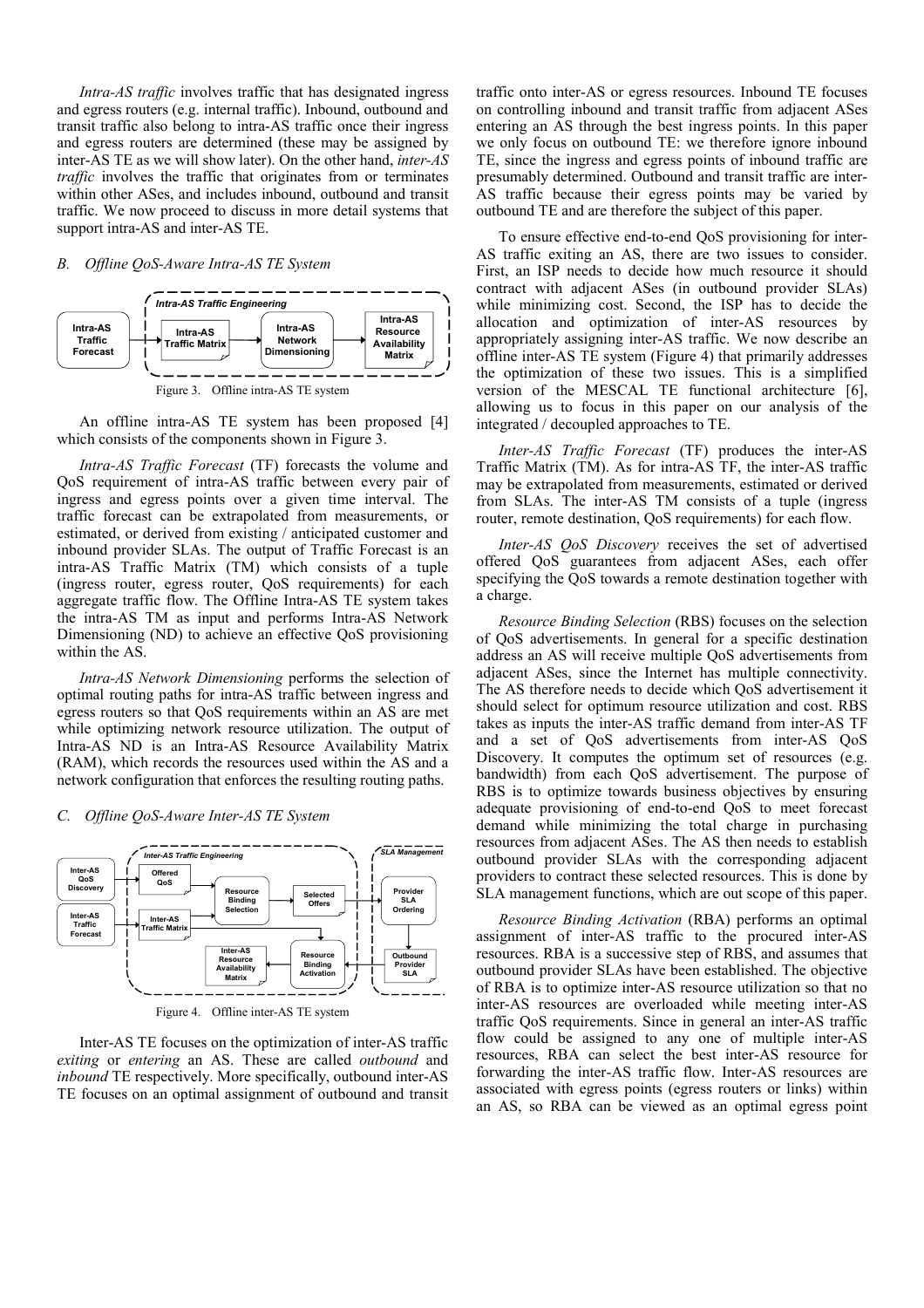*Intra-AS traffic* involves traffic that has designated ingress and egress routers (e.g. internal traffic). Inbound, outbound and transit traffic also belong to intra-AS traffic once their ingress and egress routers are determined (these may be assigned by inter-AS TE as we will show later). On the other hand, *inter-AS traffic* involves the traffic that originates from or terminates within other ASes, and includes inbound, outbound and transit traffic. We now proceed to discuss in more detail systems that support intra-AS and inter-AS TE.

### B. Offline QoS-Aware Intra-AS TE System

Figure 3. Offline intra-AS TE system

An offline intra-AS TE system has been proposed [4] which consists of the components shown in Figure 3.

*Intra-AS Traffic Forecast* (TF) forecasts the volume and QoS requirement of intra-AS traffic between every pair of ingress and egress points over a given time interval. The traffic forecast can be extrapolated from measurements, or estimated, or derived from existing / anticipated customer and inbound provider SLAs. The output of Traffic Forecast is an intra-AS Traffic Matrix (TM) which consists of a tuple (ingress router, egress router, QoS requirements) for each aggregate traffic flow. The Offline Intra-AS TE system takes the intra-AS TM as input and performs Intra-AS Network Dimensioning (ND) to achieve an effective QoS provisioning within the AS.

*Intra-AS Network Dimensioning* performs the selection of optimal routing paths for intra-AS traffic between ingress and egress routers so that QoS requirements within an AS are met while optimizing network resource utilization. The output of Intra-AS ND is an Intra-AS Resource Availability Matrix (RAM), which records the resources used within the AS and a network configuration that enforces the resulting routing paths.

### C. Offline QoS-Aware Inter-AS TE System

Figure 4. Offline inter-AS TE system

Inter-AS TE focuses on the optimization of inter-AS traffic *exiting* or *entering* an AS. These are called *outbound* and *inbound* TE respectively. More specifically, outbound inter-AS TE focuses on an optimal assignment of outbound and transit traffic onto inter-AS or egress resources. Inbound TE focuses on controlling inbound and transit traffic from adjacent ASes entering an AS through the best ingress points. In this paper we only focus on outbound TE: we therefore ignore inbound TE, since the ingress and egress points of inbound traffic are presumably determined. Outbound and transit traffic are inter-AS traffic because their egress points may be varied by outbound TE and are therefore the subject of this paper.

To ensure effective end-to-end QoS provisioning for inter-AS traffic exiting an AS, there are two issues to consider. First, an ISP needs to decide how much resource it should contract with adjacent ASes (in outbound provider SLAs) while minimizing cost. Second, the ISP has to decide the allocation and optimization of inter-AS resources by appropriately assigning inter-AS traffic. We now describe an offline inter-AS TE system (Figure 4) that primarily addresses the optimization of these two issues. This is a simplified version of the MESCAL TE functional architecture [6], allowing us to focus in this paper on our analysis of the integrated / decoupled approaches to TE.

*Inter-AS Traffic Forecast* (TF) produces the inter-AS Traffic Matrix (TM). As for intra-AS TF, the inter-AS traffic may be extrapolated from measurements, estimated or derived from SLAs. The inter-AS TM consists of a tuple (ingress router, remote destination, QoS requirements) for each flow.

*Inter-AS QoS Discovery* receives the set of advertised offered QoS guarantees from adjacent ASes, each offer specifying the QoS towards a remote destination together with a charge.

*Resource Binding Selection* (RBS) focuses on the selection of QoS advertisements. In general for a specific destination address an AS will receive multiple QoS advertisements from adjacent ASes, since the Internet has multiple connectivity. The AS therefore needs to decide which QoS advertisement it should select for optimum resource utilization and cost. RBS takes as inputs the inter-AS traffic demand from inter-AS TF and a set of QoS advertisements from inter-AS QoS Discovery. It computes the optimum set of resources (e.g. bandwidth) from each QoS advertisement. The purpose of RBS is to optimize towards business objectives by ensuring adequate provisioning of end-to-end QoS to meet forecast demand while minimizing the total charge in purchasing resources from adjacent ASes. The AS then needs to establish outbound provider SLAs with the corresponding adjacent providers to contract these selected resources. This is done by SLA management functions, which are out scope of this paper.

*Resource Binding Activation* (RBA) performs an optimal assignment of inter-AS traffic to the procured inter-AS resources. RBA is a successive step of RBS, and assumes that outbound provider SLAs have been established. The objective of RBA is to optimize inter-AS resource utilization so that no inter-AS resources are overloaded while meeting inter-AS traffic QoS requirements. Since in general an inter-AS traffic flow could be assigned to any one of multiple inter-AS resources, RBA can select the best inter-AS resource for forwarding the inter-AS traffic flow. Inter-AS resources are associated with egress points (egress routers or links) within an AS, so RBA can be viewed as an optimal egress point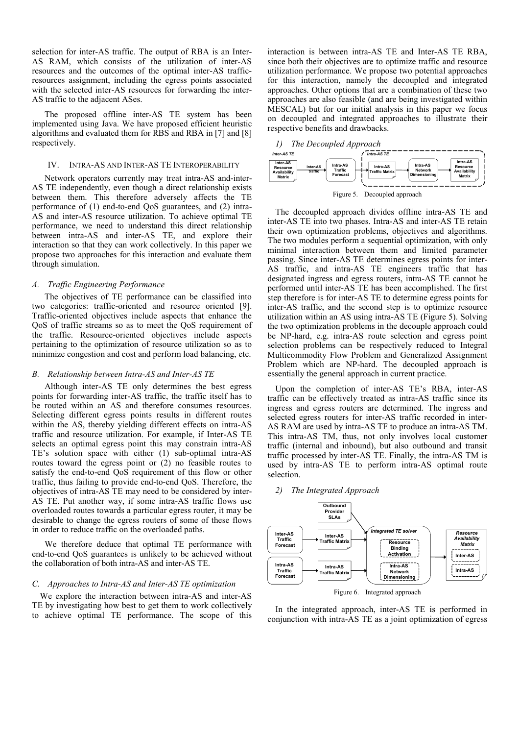selection for inter-AS traffic. The output of RBA is an Inter-AS RAM, which consists of the utilization of inter-AS resources and the outcomes of the optimal inter-AS traffic-resources assignment, including the egress points associated with the selected inter-AS resources for forwarding the inter-AS traffic to the adjacent ASes.

The proposed offline inter-AS TE system has been implemented using Java. We have proposed efficient heuristic algorithms and evaluated them for RBS and RBA in [7] and [8] respectively.

## IV. INTRA-AS AND INTER-AS TE INTEROPERABILITY

Network operators currently may treat intra-AS and-inter-AS TE independently, even though a direct relationship exists between them. This therefore adversely affects the TE performance of (1) end-to-end QoS guarantees, and (2) intra-AS and inter-AS resource utilization. To achieve optimal TE performance, we need to understand this direct relationship between intra-AS and inter-AS TE, and explore their interaction so that they can work collectively. In this paper we propose two approaches for this interaction and evaluate them through simulation.

### *A. Traffic Engineering Performance*

The objectives of TE performance can be classified into two categories: traffic-oriented and resource oriented [9]. Traffic-oriented objectives include aspects that enhance the QoS of traffic streams so as to meet the QoS requirement of the traffic. Resource-oriented objectives include aspects pertaining to the optimization of resource utilization so as to minimize congestion and cost and perform load balancing, etc.

### *B. Relationship between Intra-AS and Inter-AS TE*

Although inter-AS TE only determines the best egress points for forwarding inter-AS traffic, the traffic itself has to be routed within an AS and therefore consumes resources. Selecting different egress points results in different routes within the AS, thereby yielding different effects on intra-AS traffic and resource utilization. For example, if Inter-AS TE selects an optimal egress point this may constrain intra-AS TE's solution space with either (1) sub-optimal intra-AS routes toward the egress point or (2) no feasible routes to satisfy the end-to-end QoS requirement of this flow or other traffic, thus failing to provide end-to-end QoS. Therefore, the objectives of intra-AS TE may need to be considered by inter-AS TE. Put another way, if some intra-AS traffic flows use overloaded routes towards a particular egress router, it may be desirable to change the egress routers of some of these flows in order to reduce traffic on the overloaded paths.

We therefore deduce that optimal TE performance with end-to-end QoS guarantees is unlikely to be achieved without the collaboration of both intra-AS and inter-AS TE.

### *C. Approaches to Intra-AS and Inter-AS TE optimization*

We explore the interaction between intra-AS and inter-AS TE by investigating how best to get them to work collectively to achieve optimal TE performance. The scope of this interaction is between intra-AS TE and Inter-AS TE RBA, since both their objectives are to optimize traffic and resource utilization performance. We propose two potential approaches for this interaction, namely the decoupled and integrated approaches. Other options that are a combination of these two approaches are also feasible (and are being investigated within MESCAL) but for our initial analysis in this paper we focus on decoupled and integrated approaches to illustrate their respective benefits and drawbacks.

#### *1) The Decoupled Approach*

Figure 5. Decoupled approach

The decoupled approach divides offline intra-AS TE and inter-AS TE into two phases. Intra-AS and inter-AS TE retain their own optimization problems, objectives and algorithms. The two modules perform a sequential optimization, with only minimal interaction between them and limited parameter passing. Since inter-AS TE determines egress points for inter-AS traffic, and intra-AS TE engineers traffic that has designated ingress and egress routers, intra-AS TE cannot be performed until inter-AS TE has been accomplished. The first step therefore is for inter-AS TE to determine egress points for inter-AS traffic, and the second step is to optimize resource utilization within an AS using intra-AS TE (Figure 5). Solving the two optimization problems in the decouple approach could be NP-hard, e.g. intra-AS route selection and egress point selection problems can be respectively reduced to Integral Multicommodity Flow Problem and Generalized Assignment Problem which are NP-hard. The decoupled approach is essentially the general approach in current practice.

Upon the completion of inter-AS TE's RBA, inter-AS traffic can be effectively treated as intra-AS traffic since its ingress and egress routers are determined. The ingress and selected egress routers for inter-AS traffic recorded in inter-AS RAM are used by intra-AS TF to produce an intra-AS TM. This intra-AS TM, thus, not only involves local customer traffic (internal and inbound), but also outbound and transit traffic processed by inter-AS TE. Finally, the intra-AS TM is used by intra-AS TE to perform intra-AS optimal route selection.

#### *2) The Integrated Approach*

Figure 6. Integrated approach

In the integrated approach, inter-AS TE is performed in conjunction with intra-AS TE as a joint optimization of egress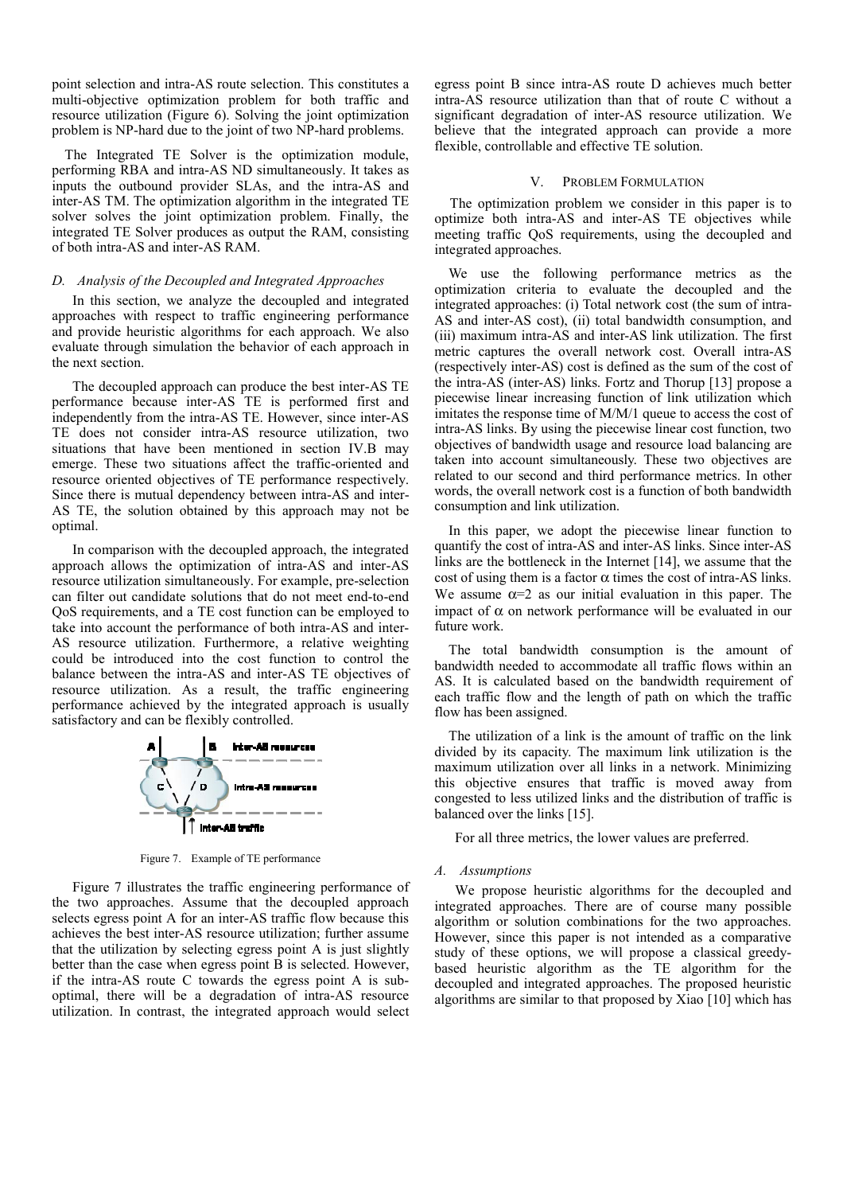point selection and intra-AS route selection. This constitutes a multi-objective optimization problem for both traffic and resource utilization (Figure 6). Solving the joint optimization problem is NP-hard due to the joint of two NP-hard problems.

The Integrated TE Solver is the optimization module, performing RBA and intra-AS ND simultaneously. It takes as inputs the outbound provider SLAs, and the intra-AS and inter-AS TM. The optimization algorithm in the integrated TE solver solves the joint optimization problem. Finally, the integrated TE Solver produces as output the RAM, consisting of both intra-AS and inter-AS RAM.

### *D. Analysis of the Decoupled and Integrated Approaches*

In this section, we analyze the decoupled and integrated approaches with respect to traffic engineering performance and provide heuristic algorithms for each approach. We also evaluate through simulation the behavior of each approach in the next section.

The decoupled approach can produce the best inter-AS TE performance because inter-AS TE is performed first and independently from the intra-AS TE. However, since inter-AS TE does not consider intra-AS resource utilization, two situations that have been mentioned in section IV.B may emerge. These two situations affect the traffic-oriented and resource oriented objectives of TE performance respectively. Since there is mutual dependency between intra-AS and inter-AS TE, the solution obtained by this approach may not be optimal.

In comparison with the decoupled approach, the integrated approach allows the optimization of intra-AS and inter-AS resource utilization simultaneously. For example, pre-selection can filter out candidate solutions that do not meet end-to-end QoS requirements, and a TE cost function can be employed to take into account the performance of both intra-AS and inter-AS resource utilization. Furthermore, a relative weighting could be introduced into the cost function to control the balance between the intra-AS and inter-AS TE objectives of resource utilization. As a result, the traffic engineering performance achieved by the integrated approach is usually satisfactory and can be flexibly controlled.

Figure 7. Example of TE performance

Figure 7 illustrates the traffic engineering performance of the two approaches. Assume that the decoupled approach selects egress point A for an inter-AS traffic flow because this achieves the best inter-AS resource utilization; further assume that the utilization by selecting egress point A is just slightly better than the case when egress point B is selected. However, if the intra-AS route C towards the egress point A is sub-optimal, there will be a degradation of intra-AS resource utilization. In contrast, the integrated approach would select egress point B since intra-AS route D achieves much better intra-AS resource utilization than that of route C without a significant degradation of inter-AS resource utilization. We believe that the integrated approach can provide a more flexible, controllable and effective TE solution.

## V. Problem Formulation

The optimization problem we consider in this paper is to optimize both intra-AS and inter-AS TE objectives while meeting traffic QoS requirements, using the decoupled and integrated approaches.

We use the following performance metrics as the optimization criteria to evaluate the decoupled and the integrated approaches: (i) Total network cost (the sum of intra-AS and inter-AS cost), (ii) total bandwidth consumption, and (iii) maximum intra-AS and inter-AS link utilization. The first metric captures the overall network cost. Overall intra-AS (respectively inter-AS) cost is defined as the sum of the cost of the intra-AS (inter-AS) links. Fortz and Thorup [13] propose a piecewise linear increasing function of link utilization which imitates the response time of M/M/1 queue to access the cost of intra-AS links. By using the piecewise linear cost function, two objectives of bandwidth usage and resource load balancing are taken into account simultaneously. These two objectives are related to our second and third performance metrics. In other words, the overall network cost is a function of both bandwidth consumption and link utilization.

In this paper, we adopt the piecewise linear function to quantify the cost of intra-AS and inter-AS links. Since inter-AS links are the bottleneck in the Internet [14], we assume that the cost of using them is a factor $\alpha$ times the cost of intra-AS links. We assume $\alpha$=2 as our initial evaluation in this paper. The impact of $\alpha$ on network performance will be evaluated in our future work.

The total bandwidth consumption is the amount of bandwidth needed to accommodate all traffic flows within an AS. It is calculated based on the bandwidth requirement of each traffic flow and the length of path on which the traffic flow has been assigned.

The utilization of a link is the amount of traffic on the link divided by its capacity. The maximum link utilization is the maximum utilization over all links in a network. Minimizing this objective ensures that traffic is moved away from congested to less utilized links and the distribution of traffic is balanced over the links [15].

For all three metrics, the lower values are preferred.

### *A. Assumptions*

We propose heuristic algorithms for the decoupled and integrated approaches. There are of course many possible algorithm or solution combinations for the two approaches. However, since this paper is not intended as a comparative study of these options, we will propose a classical greedy-based heuristic algorithm as the TE algorithm for the decoupled and integrated approaches. The proposed heuristic algorithms are similar to that proposed by Xiao [10] which has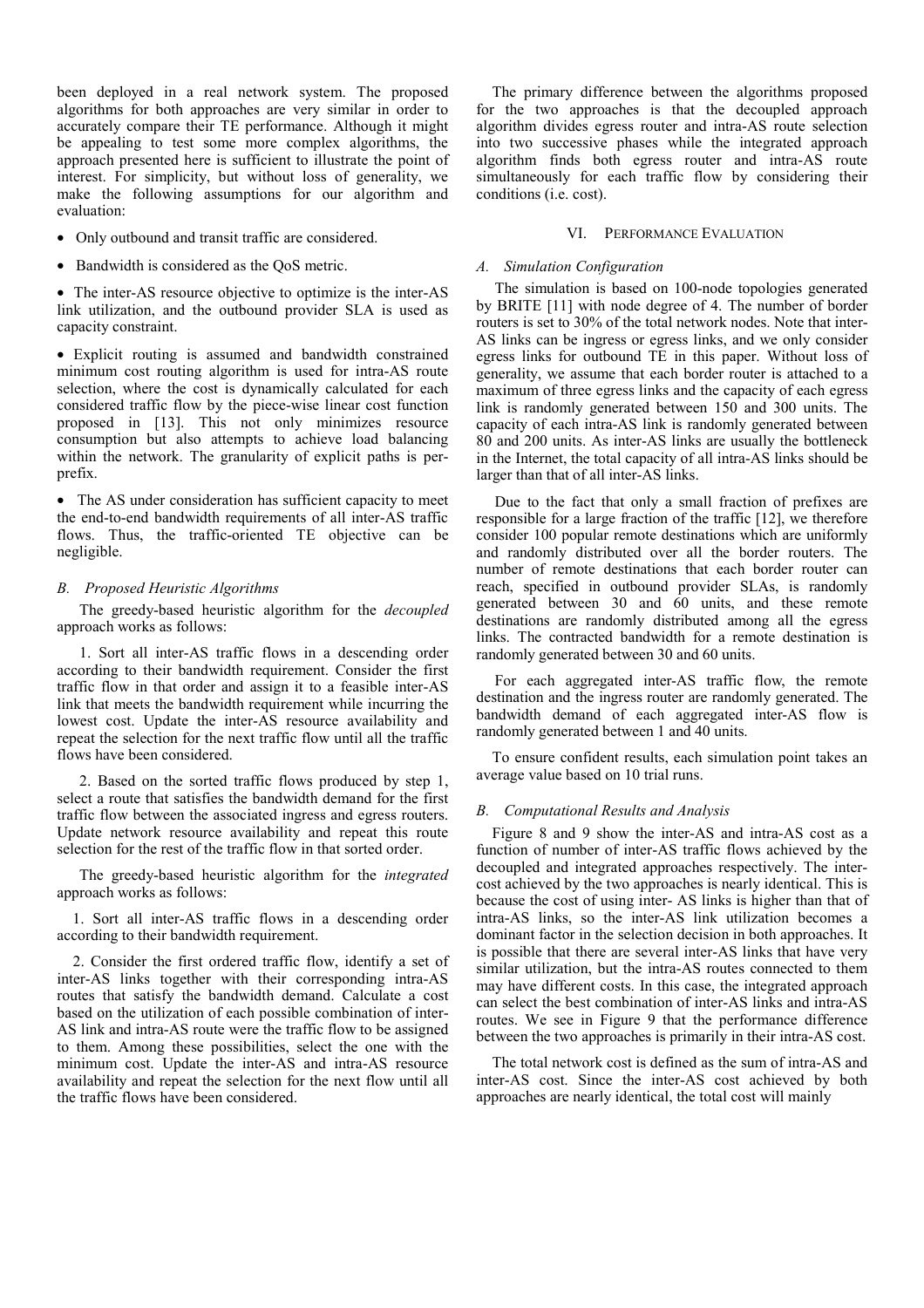been deployed in a real network system. The proposed algorithms for both approaches are very similar in order to accurately compare their TE performance. Although it might be appealing to test some more complex algorithms, the approach presented here is sufficient to illustrate the point of interest. For simplicity, but without loss of generality, we make the following assumptions for our algorithm and evaluation:

- Only outbound and transit traffic are considered.
- Bandwidth is considered as the QoS metric.
- The inter-AS resource objective to optimize is the inter-AS link utilization, and the outbound provider SLA is used as capacity constraint.
- Explicit routing is assumed and bandwidth constrained minimum cost routing algorithm is used for intra-AS route selection, where the cost is dynamically calculated for each considered traffic flow by the piece-wise linear cost function proposed in [13]. This not only minimizes resource consumption but also attempts to achieve load balancing within the network. The granularity of explicit paths is per-prefix.
- The AS under consideration has sufficient capacity to meet the end-to-end bandwidth requirements of all inter-AS traffic flows. Thus, the traffic-oriented TE objective can be negligible.

### *B. Proposed Heuristic Algorithms*

The greedy-based heuristic algorithm for the *decoupled* approach works as follows:

1. Sort all inter-AS traffic flows in a descending order according to their bandwidth requirement. Consider the first traffic flow in that order and assign it to a feasible inter-AS link that meets the bandwidth requirement while incurring the lowest cost. Update the inter-AS resource availability and repeat the selection for the next traffic flow until all the traffic flows have been considered.

2. Based on the sorted traffic flows produced by step 1, select a route that satisfies the bandwidth demand for the first traffic flow between the associated ingress and egress routers. Update network resource availability and repeat this route selection for the rest of the traffic flow in that sorted order.

The greedy-based heuristic algorithm for the *integrated* approach works as follows:

1. Sort all inter-AS traffic flows in a descending order according to their bandwidth requirement.

2. Consider the first ordered traffic flow, identify a set of inter-AS links together with their corresponding intra-AS routes that satisfy the bandwidth demand. Calculate a cost based on the utilization of each possible combination of inter-AS link and intra-AS route were the traffic flow to be assigned to them. Among these possibilities, select the one with the minimum cost. Update the inter-AS and intra-AS resource availability and repeat the selection for the next flow until all the traffic flows have been considered.

The primary difference between the algorithms proposed for the two approaches is that the decoupled approach algorithm divides egress router and intra-AS route selection into two successive phases while the integrated approach algorithm finds both egress router and intra-AS route simultaneously for each traffic flow by considering their conditions (i.e. cost).

## VI. PERFORMANCE EVALUATION

### *A. Simulation Configuration*

The simulation is based on 100-node topologies generated by BRITE [11] with node degree of 4. The number of border routers is set to 30% of the total network nodes. Note that inter-AS links can be ingress or egress links, and we only consider egress links for outbound TE in this paper. Without loss of generality, we assume that each border router is attached to a maximum of three egress links and the capacity of each egress link is randomly generated between 150 and 300 units. The capacity of each intra-AS link is randomly generated between 80 and 200 units. As inter-AS links are usually the bottleneck in the Internet, the total capacity of all intra-AS links should be larger than that of all inter-AS links.

Due to the fact that only a small fraction of prefixes are responsible for a large fraction of the traffic [12], we therefore consider 100 popular remote destinations which are uniformly and randomly distributed over all the border routers. The number of remote destinations that each border router can reach, specified in outbound provider SLAs, is randomly generated between 30 and 60 units, and these remote destinations are randomly distributed among all the egress links. The contracted bandwidth for a remote destination is randomly generated between 30 and 60 units.

For each aggregated inter-AS traffic flow, the remote destination and the ingress router are randomly generated. The bandwidth demand of each aggregated inter-AS flow is randomly generated between 1 and 40 units.

To ensure confident results, each simulation point takes an average value based on 10 trial runs.

### *B. Computational Results and Analysis*

Figure 8 and 9 show the inter-AS and intra-AS cost as a function of number of inter-AS traffic flows achieved by the decoupled and integrated approaches respectively. The inter-cost achieved by the two approaches is nearly identical. This is because the cost of using inter- AS links is higher than that of intra-AS links, so the inter-AS link utilization becomes a dominant factor in the selection decision in both approaches. It is possible that there are several inter-AS links that have very similar utilization, but the intra-AS routes connected to them may have different costs. In this case, the integrated approach can select the best combination of inter-AS links and intra-AS routes. We see in Figure 9 that the performance difference between the two approaches is primarily in their intra-AS cost.

The total network cost is defined as the sum of intra-AS and inter-AS cost. Since the inter-AS cost achieved by both approaches are nearly identical, the total cost will mainly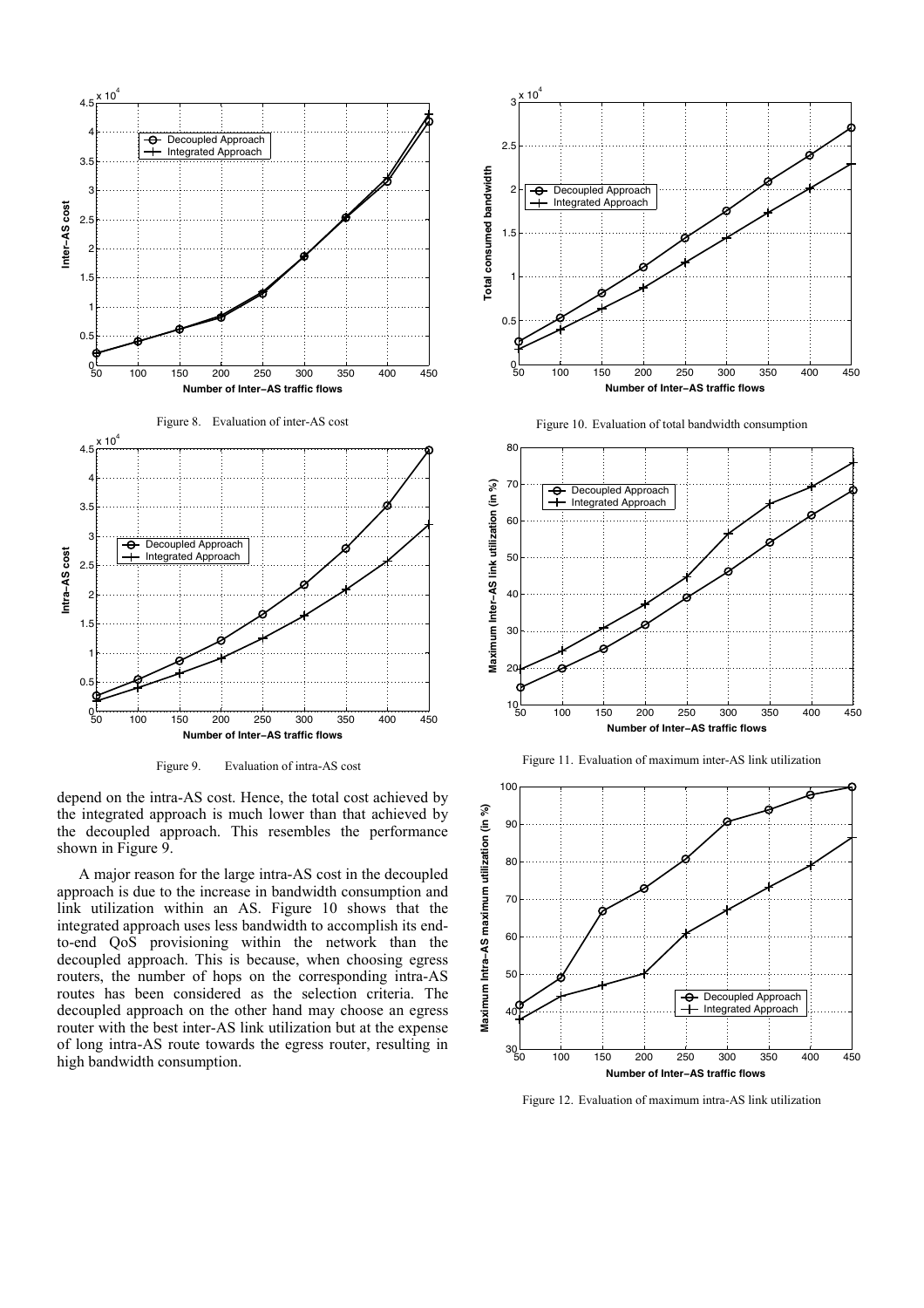Figure 8. Evaluation of inter-AS cost

Figure 9. Evaluation of intra-AS cost

depend on the intra-AS cost. Hence, the total cost achieved by the integrated approach is much lower than that achieved by the decoupled approach. This resembles the performance shown in Figure 9.

A major reason for the large intra-AS cost in the decoupled approach is due to the increase in bandwidth consumption and link utilization within an AS. Figure 10 shows that the integrated approach uses less bandwidth to accomplish its end-to-end QoS provisioning within the network than the decoupled approach. This is because, when choosing egress routers, the number of hops on the corresponding intra-AS routes has been considered as the selection criteria. The decoupled approach on the other hand may choose an egress router with the best inter-AS link utilization but at the expense of long intra-AS route towards the egress router, resulting in high bandwidth consumption.

Figure 10. Evaluation of total bandwidth consumption

Figure 11. Evaluation of maximum inter-AS link utilization

Figure 12. Evaluation of maximum intra-AS link utilization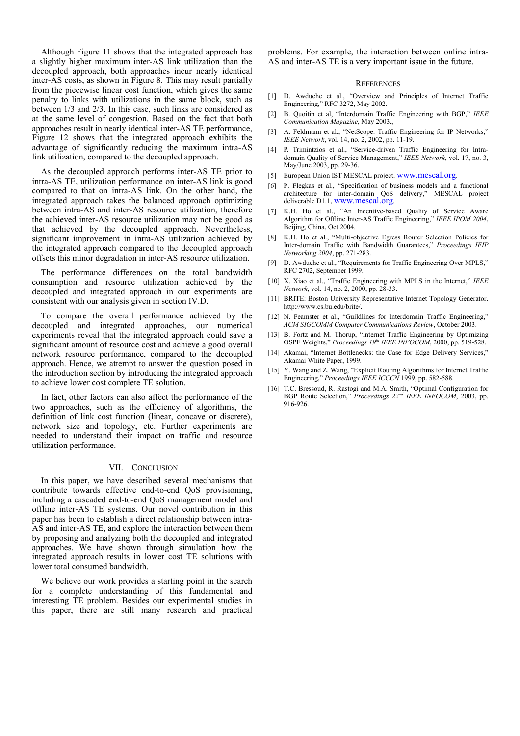Although Figure 11 shows that the integrated approach has a slightly higher maximum inter-AS link utilization than the decoupled approach, both approaches incur nearly identical inter-AS costs, as shown in Figure 8. This may result partially from the piecewise linear cost function, which gives the same penalty to links with utilizations in the same block, such as between 1/3 and 2/3. In this case, such links are considered as at the same level of congestion. Based on the fact that both approaches result in nearly identical inter-AS TE performance, Figure 12 shows that the integrated approach exhibits the advantage of significantly reducing the maximum intra-AS link utilization, compared to the decoupled approach.

As the decoupled approach performs inter-AS TE prior to intra-AS TE, utilization performance on inter-AS link is good compared to that on intra-AS link. On the other hand, the integrated approach takes the balanced approach optimizing between intra-AS and inter-AS resource utilization, therefore the achieved inter-AS resource utilization may not be good as that achieved by the decoupled approach. Nevertheless, significant improvement in intra-AS utilization achieved by the integrated approach compared to the decoupled approach offsets this minor degradation in inter-AS resource utilization.

The performance differences on the total bandwidth consumption and resource utilization achieved by the decoupled and integrated approach in our experiments are consistent with our analysis given in section IV.D.

To compare the overall performance achieved by the decoupled and integrated approaches, our numerical experiments reveal that the integrated approach could save a significant amount of resource cost and achieve a good overall network resource performance, compared to the decoupled approach. Hence, we attempt to answer the question posed in the introduction section by introducing the integrated approach to achieve lower cost complete TE solution.

In fact, other factors can also affect the performance of the two approaches, such as the efficiency of algorithms, the definition of link cost function (linear, concave or discrete), network size and topology, etc. Further experiments are needed to understand their impact on traffic and resource utilization performance.

## VII. Conclusion

In this paper, we have described several mechanisms that contribute towards effective end-to-end QoS provisioning, including a cascaded end-to-end QoS management model and offline inter-AS TE systems. Our novel contribution in this paper has been to establish a direct relationship between intra-AS and inter-AS TE, and explore the interaction between them by proposing and analyzing both the decoupled and integrated approaches. We have shown through simulation how the integrated approach results in lower cost TE solutions with lower total consumed bandwidth.

We believe our work provides a starting point in the search for a complete understanding of this fundamental and interesting TE problem. Besides our experimental studies in this paper, there are still many research and practical problems. For example, the interaction between online intra-AS and inter-AS TE is a very important issue in the future.

## References

[1] D. Awduche et al., "Overview and Principles of Internet Traffic Engineering," RFC 3272, May 2002.

[2] B. Quoitin et al, "Interdomain Traffic Engineering with BGP," *IEEE Communication Magazine*, May 2003.,

[3] A. Feldmann et al., "NetScope: Traffic Engineering for IP Networks," *IEEE Network*, vol. 14, no. 2, 2002, pp. 11-19.

[4] P. Trimintzios et al., "Service-driven Traffic Engineering for Intra-domain Quality of Service Management," *IEEE Network*, vol. 17, no. 3, May/June 2003, pp. 29-36.

[5] European Union IST MESCAL project. www.mescal.org.

[6] P. Flegkas et al., "Specification of business models and a functional architecture for inter-domain QoS delivery," MESCAL project deliverable D1.1, www.mescal.org.

[7] K.H. Ho et al., "An Incentive-based Quality of Service Aware Algorithm for Offline Inter-AS Traffic Engineering," *IEEE IPOM 2004*, Beijing, China, Oct 2004.

[8] K.H. Ho et al., "Multi-objective Egress Router Selection Policies for Inter-domain Traffic with Bandwidth Guarantees," *Proceedings IFIP Networking 2004*, pp. 271-283.

[9] D. Awduche et al., "Requirements for Traffic Engineering Over MPLS," RFC 2702, September 1999.

[10] X. Xiao et al., "Traffic Engineering with MPLS in the Internet," *IEEE Network*, vol. 14, no. 2, 2000, pp. 28-33.

[11] BRITE: Boston University Representative Internet Topology Generator. http://www.cs.bu.edu/brite/.

[12] N. Feamster et al., "Guildlines for Interdomain Traffic Engineering," *ACM SIGCOMM Computer Communications Review*, October 2003.

[13] B. Fortz and M. Thorup, "Internet Traffic Engineering by Optimizing OSPF Weights," *Proceedings 19th IEEE INFOCOM*, 2000, pp. 519-528.

[14] Akamai, "Internet Bottlenecks: the Case for Edge Delivery Services," Akamai White Paper, 1999.

[15] Y. Wang and Z. Wang, "Explicit Routing Algorithms for Internet Traffic Engineering," *Proceedings IEEE ICCCN* 1999, pp. 582-588.

[16] T.C. Bressoud, R. Rastogi and M.A. Smith, "Optimal Configuration for BGP Route Selection," *Proceedings 22nd IEEE INFOCOM*, 2003, pp. 916-926.